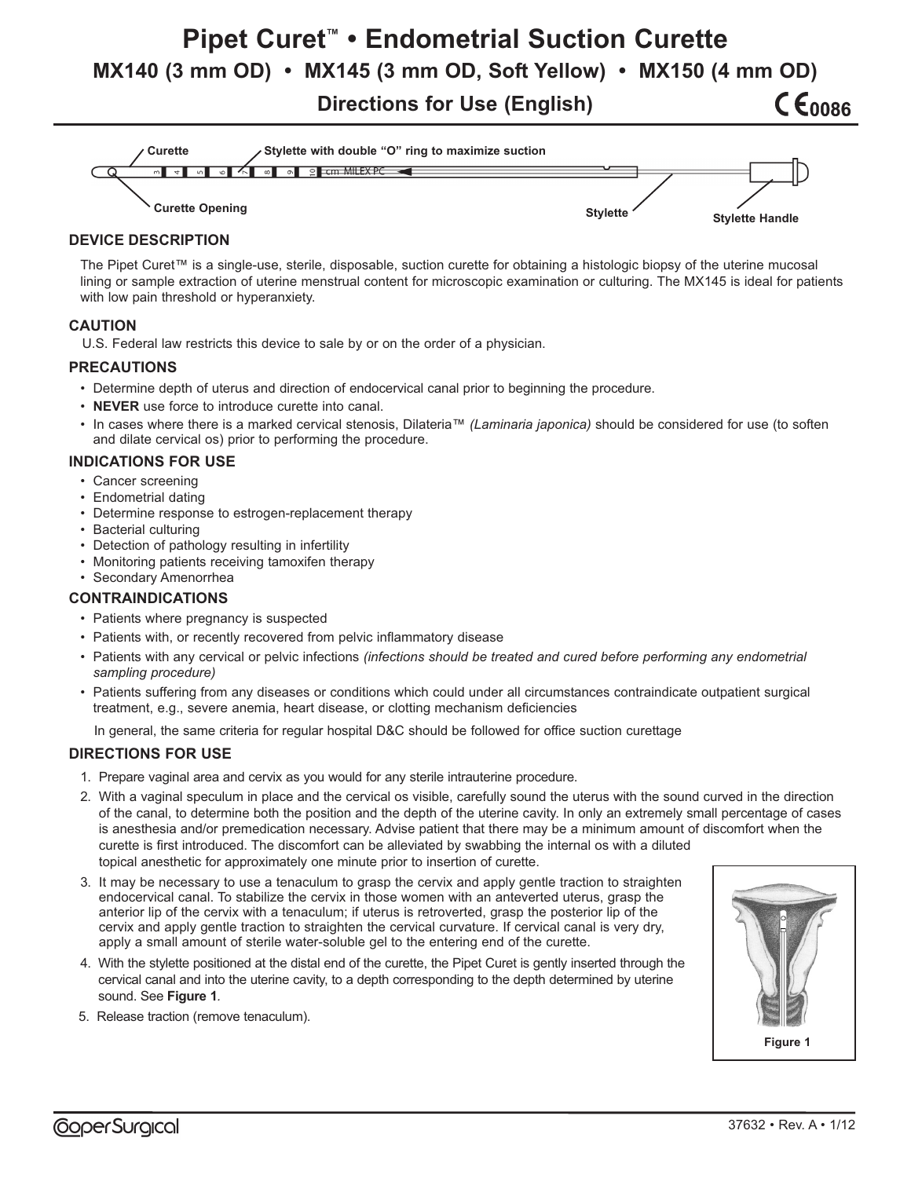# Pipet Curet™ • Endometrial Suction Curette

## MX140 (3 mm OD) • MX145 (3 mm OD, Soft Yellow) • MX150 (4 mm OD)

### Directions for Use (English)

CE 0086

Curette | Stylette with double "O" ring to maximize suction | Curette Opening | Stylette | Stylette Handle

### DEVICE DESCRIPTION

The Pipet Curet™ is a single-use, sterile, disposable, suction curette for obtaining a histologic biopsy of the uterine mucosal lining or sample extraction of uterine menstrual content for microscopic examination or culturing. The MX145 is ideal for patients with low pain threshold or hyperanxiety.

### CAUTION

U.S. Federal law restricts this device to sale by or on the order of a physician.

### PRECAUTIONS

- Determine depth of uterus and direction of endocervical canal prior to beginning the procedure.
- **NEVER** use force to introduce curette into canal.
- In cases where there is a marked cervical stenosis, Dilateria™ *(Laminaria japonica)* should be considered for use (to soften and dilate cervical os) prior to performing the procedure.

### INDICATIONS FOR USE

- Cancer screening
- Endometrial dating
- Determine response to estrogen-replacement therapy
- Bacterial culturing
- Detection of pathology resulting in infertility
- Monitoring patients receiving tamoxifen therapy
- Secondary Amenorrhea

### CONTRAINDICATIONS

- Patients where pregnancy is suspected
- Patients with, or recently recovered from pelvic inflammatory disease
- Patients with any cervical or pelvic infections *(infections should be treated and cured before performing any endometrial sampling procedure)*
- Patients suffering from any diseases or conditions which could under all circumstances contraindicate outpatient surgical treatment, e.g., severe anemia, heart disease, or clotting mechanism deficiencies

In general, the same criteria for regular hospital D&C should be followed for office suction curettage

### DIRECTIONS FOR USE

1. Prepare vaginal area and cervix as you would for any sterile intrauterine procedure.
2. With a vaginal speculum in place and the cervical os visible, carefully sound the uterus with the sound curved in the direction of the canal, to determine both the position and the depth of the uterine cavity. In only an extremely small percentage of cases is anesthesia and/or premedication necessary. Advise patient that there may be a minimum amount of discomfort when the curette is first introduced. The discomfort can be alleviated by swabbing the internal os with a diluted topical anesthetic for approximately one minute prior to insertion of curette.
3. It may be necessary to use a tenaculum to grasp the cervix and apply gentle traction to straighten endocervical canal. To stabilize the cervix in those women with an anteverted uterus, grasp the anterior lip of the cervix with a tenaculum; if uterus is retroverted, grasp the posterior lip of the cervix and apply gentle traction to straighten the cervical curvature. If cervical canal is very dry, apply a small amount of sterile water-soluble gel to the entering end of the curette.
4. With the stylette positioned at the distal end of the curette, the Pipet Curet is gently inserted through the cervical canal and into the uterine cavity, to a depth corresponding to the depth determined by uterine sound. See **Figure 1**.
5. Release traction (remove tenaculum).

Figure 1

CooperSurgical

37632 • Rev. A • 1/12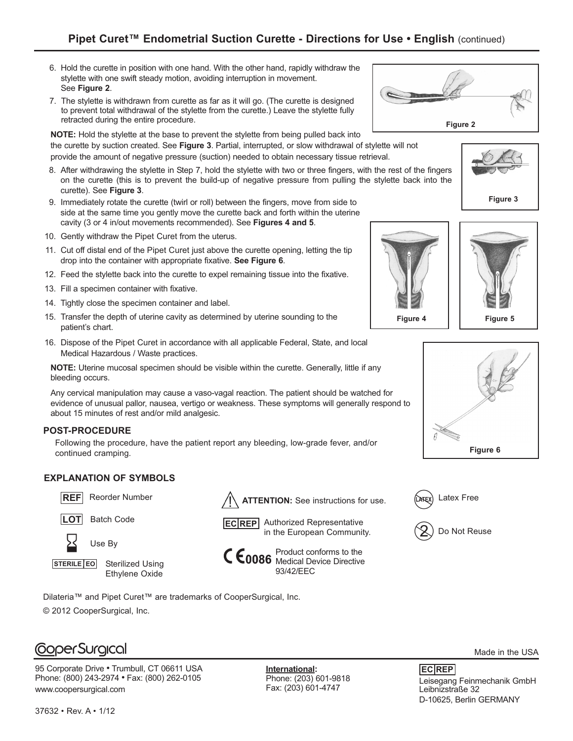## Pipet Curet™ Endometrial Suction Curette - Directions for Use • English (continued)

6. Hold the curette in position with one hand. With the other hand, rapidly withdraw the stylette with one swift steady motion, avoiding interruption in movement. See **Figure 2**.
7. The stylette is withdrawn from curette as far as it will go. (The curette is designed to prevent total withdrawal of the stylette from the curette.) Leave the stylette fully retracted during the entire procedure.

**NOTE:** Hold the stylette at the base to prevent the stylette from being pulled back into the curette by suction created. See **Figure 3**. Partial, interrupted, or slow withdrawal of stylette will not provide the amount of negative pressure (suction) needed to obtain necessary tissue retrieval.

8. After withdrawing the stylette in Step 7, hold the stylette with two or three fingers, with the rest of the fingers on the curette (this is to prevent the build-up of negative pressure from pulling the stylette back into the curette). See **Figure 3**.
9. Immediately rotate the curette (twirl or roll) between the fingers, move from side to side at the same time you gently move the curette back and forth within the uterine cavity (3 or 4 in/out movements recommended). See **Figures 4 and 5**.
10. Gently withdraw the Pipet Curet from the uterus.
11. Cut off distal end of the Pipet Curet just above the curette opening, letting the tip drop into the container with appropriate fixative. **See Figure 6**.
12. Feed the stylette back into the curette to expel remaining tissue into the fixative.
13. Fill a specimen container with fixative.
14. Tightly close the specimen container and label.
15. Transfer the depth of uterine cavity as determined by uterine sounding to the patient's chart.
16. Dispose of the Pipet Curet in accordance with all applicable Federal, State, and local Medical Hazardous / Waste practices.

**NOTE:** Uterine mucosal specimen should be visible within the curette. Generally, little if any bleeding occurs.

Any cervical manipulation may cause a vaso-vagal reaction. The patient should be watched for evidence of unusual pallor, nausea, vertigo or weakness. These symptoms will generally respond to about 15 minutes of rest and/or mild analgesic.

Figure 2

Figure 3

Figure 4

Figure 5

Figure 6

### POST-PROCEDURE

Following the procedure, have the patient report any bleeding, low-grade fever, and/or continued cramping.

### EXPLANATION OF SYMBOLS

- REF – Reorder Number
- LOT – Batch Code
- Use By
- STERILE EO – Sterilized Using Ethylene Oxide
- **ATTENTION:** See instructions for use.
- EC REP – Authorized Representative in the European Community.
- CE 0086 – Product conforms to the Medical Device Directive 93/42/EEC
- LATEX – Latex Free
- Do Not Reuse

Dilateria™ and Pipet Curet™ are trademarks of CooperSurgical, Inc.

© 2012 CooperSurgical, Inc.

CooperSurgical

Made in the USA

95 Corporate Drive • Trumbull, CT 06611 USA
Phone: (800) 243-2974 • Fax: (800) 262-0105
www.coopersurgical.com

**International:**
Phone: (203) 601-9818
Fax: (203) 601-4747

EC REP
Leisegang Feinmechanik GmbH
Leibnizstraße 32
D-10625, Berlin GERMANY

37632 • Rev. A • 1/12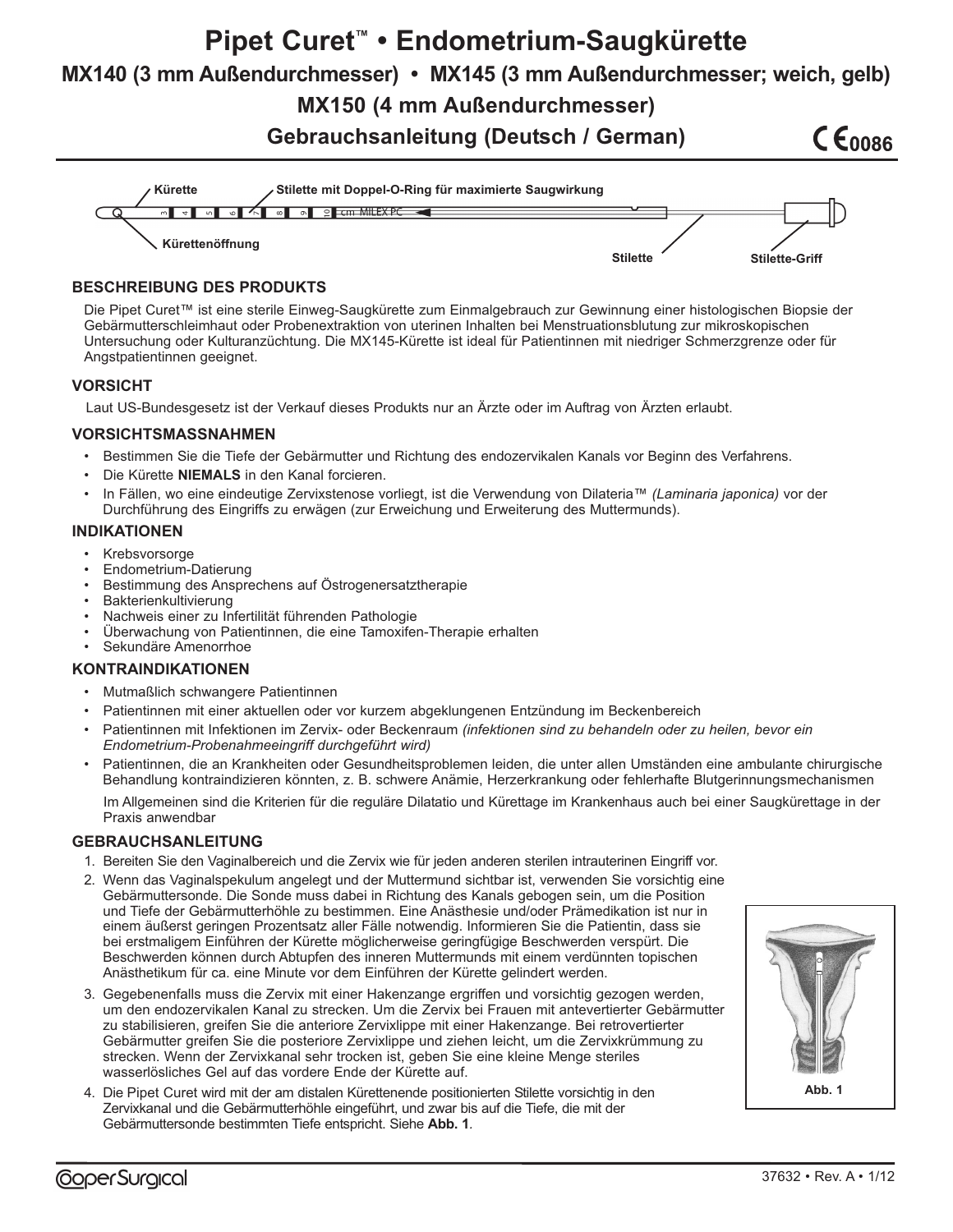# Pipet Curet™ • Endometrium-Saugkürette

## MX140 (3 mm Außendurchmesser) • MX145 (3 mm Außendurchmesser; weich, gelb)

## MX150 (4 mm Außendurchmesser)

## Gebrauchsanleitung (Deutsch / German)

CE0086

Kürette — Stilette mit Doppel-O-Ring für maximierte Saugwirkung — Kürettenöffnung — Stilette — Stilette-Griff

### BESCHREIBUNG DES PRODUKTS

Die Pipet Curet™ ist eine sterile Einweg-Saugkürette zum Einmalgebrauch zur Gewinnung einer histologischen Biopsie der Gebärmutterschleimhaut oder Probenextraktion von uterinen Inhalten bei Menstruationsblutung zur mikroskopischen Untersuchung oder Kulturanzüchtung. Die MX145-Kürette ist ideal für Patientinnen mit niedriger Schmerzgrenze oder für Angstpatientinnen geeignet.

### VORSICHT

Laut US-Bundesgesetz ist der Verkauf dieses Produkts nur an Ärzte oder im Auftrag von Ärzten erlaubt.

### VORSICHTSMASSNAHMEN

- Bestimmen Sie die Tiefe der Gebärmutter und Richtung des endozervikalen Kanals vor Beginn des Verfahrens.
- Die Kürette **NIEMALS** in den Kanal forcieren.
- In Fällen, wo eine eindeutige Zervixstenose vorliegt, ist die Verwendung von Dilateria™ *(Laminaria japonica)* vor der Durchführung des Eingriffs zu erwägen (zur Erweichung und Erweiterung des Muttermunds).

### INDIKATIONEN

- Krebsvorsorge
- Endometrium-Datierung
- Bestimmung des Ansprechens auf Östrogenersatztherapie
- Bakterienkultivierung
- Nachweis einer zu Infertilität führenden Pathologie
- Überwachung von Patientinnen, die eine Tamoxifen-Therapie erhalten
- Sekundäre Amenorrhoe

### KONTRAINDIKATIONEN

- Mutmaßlich schwangere Patientinnen
- Patientinnen mit einer aktuellen oder vor kurzem abgeklungenen Entzündung im Beckenbereich
- Patientinnen mit Infektionen im Zervix- oder Beckenraum *(infektionen sind zu behandeln oder zu heilen, bevor ein Endometrium-Probenahmeeingriff durchgeführt wird)*
- Patientinnen, die an Krankheiten oder Gesundheitsproblemen leiden, die unter allen Umständen eine ambulante chirurgische Behandlung kontraindizieren könnten, z. B. schwere Anämie, Herzerkrankung oder fehlerhafte Blutgerinnungsmechanismen

  Im Allgemeinen sind die Kriterien für die reguläre Dilatatio und Kürettage im Krankenhaus auch bei einer Saugkürettage in der Praxis anwendbar

### GEBRAUCHSANLEITUNG

1. Bereiten Sie den Vaginalbereich und die Zervix wie für jeden anderen sterilen intrauterinen Eingriff vor.
2. Wenn das Vaginalspekulum angelegt und der Muttermund sichtbar ist, verwenden Sie vorsichtig eine Gebärmuttersonde. Die Sonde muss dabei in Richtung des Kanals gebogen sein, um die Position und Tiefe der Gebärmutterhöhle zu bestimmen. Eine Anästhesie und/oder Prämedikation ist nur in einem äußerst geringen Prozentsatz aller Fälle notwendig. Informieren Sie die Patientin, dass sie bei erstmaligem Einführen der Kürette möglicherweise geringfügige Beschwerden verspürt. Die Beschwerden können durch Abtupfen des inneren Muttermunds mit einem verdünnten topischen Anästhetikum für ca. eine Minute vor dem Einführen der Kürette gelindert werden.
3. Gegebenenfalls muss die Zervix mit einer Hakenzange ergriffen und vorsichtig gezogen werden, um den endozervikalen Kanal zu strecken. Um die Zervix bei Frauen mit antevertierter Gebärmutter zu stabilisieren, greifen Sie die anteriore Zervixlippe mit einer Hakenzange. Bei retrovertierter Gebärmutter greifen Sie die posteriore Zervixlippe und ziehen leicht, um die Zervixkrümmung zu strecken. Wenn der Zervixkanal sehr trocken ist, geben Sie eine kleine Menge steriles wasserlösliches Gel auf das vordere Ende der Kürette auf.
4. Die Pipet Curet wird mit der am distalen Kürettenende positionierten Stilette vorsichtig in den Zervixkanal und die Gebärmutterhöhle eingeführt, und zwar bis auf die Tiefe, die mit der Gebärmuttersonde bestimmten Tiefe entspricht. Siehe **Abb. 1**.

Abb. 1

CooperSurgical

37632 • Rev. A • 1/12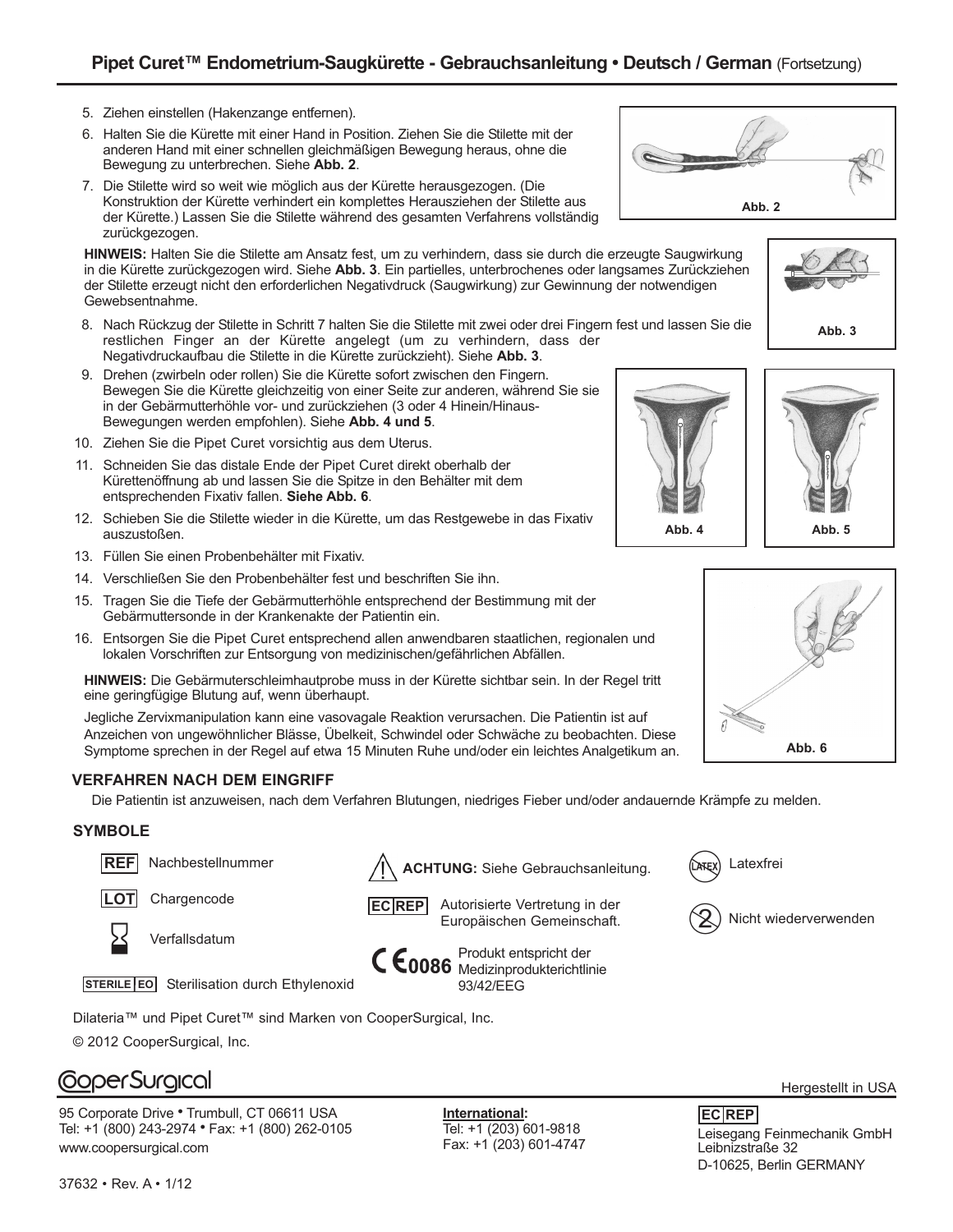## Pipet Curet™ Endometrium-Saugkürette - Gebrauchsanleitung • Deutsch / German (Fortsetzung)

5. Ziehen einstellen (Hakenzange entfernen).
6. Halten Sie die Kürette mit einer Hand in Position. Ziehen Sie die Stilette mit der anderen Hand mit einer schnellen gleichmäßigen Bewegung heraus, ohne die Bewegung zu unterbrechen. Siehe **Abb. 2**.
7. Die Stilette wird so weit wie möglich aus der Kürette herausgezogen. (Die Konstruktion der Kürette verhindert ein komplettes Herausziehen der Stilette aus der Kürette.) Lassen Sie die Stilette während des gesamten Verfahrens vollständig zurückgezogen.

Abb. 2

**HINWEIS:** Halten Sie die Stilette am Ansatz fest, um zu verhindern, dass sie durch die erzeugte Saugwirkung in die Kürette zurückgezogen wird. Siehe **Abb. 3**. Ein partielles, unterbrochenes oder langsames Zurückziehen der Stilette erzeugt nicht den erforderlichen Negativdruck (Saugwirkung) zur Gewinnung der notwendigen Gewebsentnahme.

Abb. 3

8. Nach Rückzug der Stilette in Schritt 7 halten Sie die Stilette mit zwei oder drei Fingern fest und lassen Sie die restlichen Finger an der Kürette angelegt (um zu verhindern, dass der Negativdruckaufbau die Stilette in die Kürette zurückzieht). Siehe **Abb. 3**.
9. Drehen (zwirbeln oder rollen) Sie die Kürette sofort zwischen den Fingern. Bewegen Sie die Kürette gleichzeitig von einer Seite zur anderen, während Sie sie in der Gebärmutterhöhle vor- und zurückziehen (3 oder 4 Hinein/Hinaus-Bewegungen werden empfohlen). Siehe **Abb. 4 und 5**.
10. Ziehen Sie die Pipet Curet vorsichtig aus dem Uterus.
11. Schneiden Sie das distale Ende der Pipet Curet direkt oberhalb der Kürettenöffnung ab und lassen Sie die Spitze in den Behälter mit dem entsprechenden Fixativ fallen. **Siehe Abb. 6**.
12. Schieben Sie die Stilette wieder in die Kürette, um das Restgewebe in das Fixativ auszustoßen.

Abb. 4 Abb. 5

13. Füllen Sie einen Probenbehälter mit Fixativ.
14. Verschließen Sie den Probenbehälter fest und beschriften Sie ihn.
15. Tragen Sie die Tiefe der Gebärmutterhöhle entsprechend der Bestimmung mit der Gebärmuttersonde in der Krankenakte der Patientin ein.
16. Entsorgen Sie die Pipet Curet entsprechend allen anwendbaren staatlichen, regionalen und lokalen Vorschriften zur Entsorgung von medizinischen/gefährlichen Abfällen.

**HINWEIS:** Die Gebärmutterschleimhautprobe muss in der Kürette sichtbar sein. In der Regel tritt eine geringfügige Blutung auf, wenn überhaupt.

Jegliche Zervixmanipulation kann eine vasovagale Reaktion verursachen. Die Patientin ist auf Anzeichen von ungewöhnlicher Blässe, Übelkeit, Schwindel oder Schwäche zu beobachten. Diese Symptome sprechen in der Regel auf etwa 15 Minuten Ruhe und/oder ein leichtes Analgetikum an.

Abb. 6

### VERFAHREN NACH DEM EINGRIFF

Die Patientin ist anzuweisen, nach dem Verfahren Blutungen, niedriges Fieber und/oder andauernde Krämpfe zu melden.

### SYMBOLE

- **REF** Nachbestellnummer
- **LOT** Chargencode
- Verfallsdatum
- **STERILE EO** Sterilisation durch Ethylenoxid
- **ACHTUNG:** Siehe Gebrauchsanleitung.
- **EC REP** Autorisierte Vertretung in der Europäischen Gemeinschaft.
- CE 0086 Produkt entspricht der Medizinprodukterichtlinie 93/42/EEG
- LATEX Latexfrei
- Nicht wiederverwenden

Dilateria™ und Pipet Curet™ sind Marken von CooperSurgical, Inc.

© 2012 CooperSurgical, Inc.

CooperSurgical

Hergestellt in USA

95 Corporate Drive • Trumbull, CT 06611 USA
Tel: +1 (800) 243-2974 • Fax: +1 (800) 262-0105
www.coopersurgical.com

**International:**
Tel: +1 (203) 601-9818
Fax: +1 (203) 601-4747

**EC REP**
Leisegang Feinmechanik GmbH
Leibnizstraße 32
D-10625, Berlin GERMANY

37632 • Rev. A • 1/12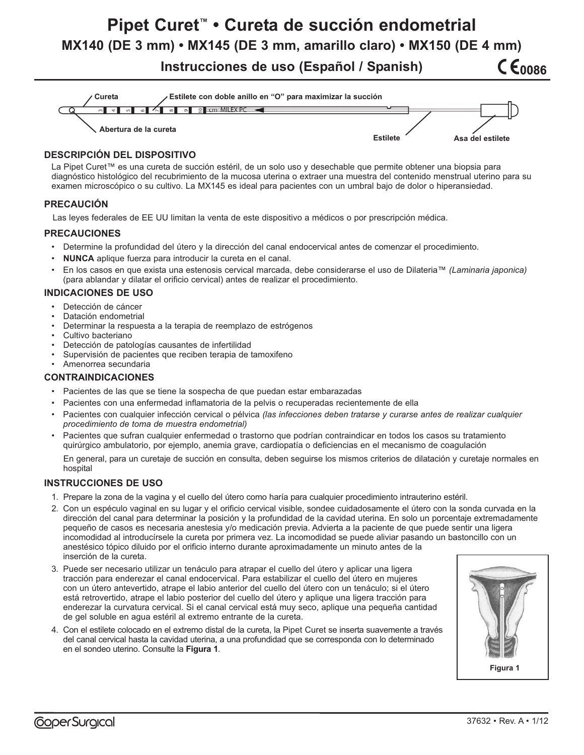# Pipet Curet™ • Cureta de succión endometrial

## MX140 (DE 3 mm) • MX145 (DE 3 mm, amarillo claro) • MX150 (DE 4 mm)

### Instrucciones de uso (Español / Spanish)

CE 0086

Cureta — Estilete con doble anillo en "O" para maximizar la succión — Abertura de la cureta — Estilete — Asa del estilete

### DESCRIPCIÓN DEL DISPOSITIVO

La Pipet Curet™ es una cureta de succión estéril, de un solo uso y desechable que permite obtener una biopsia para diagnóstico histológico del recubrimiento de la mucosa uterina o extraer una muestra del contenido menstrual uterino para su examen microscópico o su cultivo. La MX145 es ideal para pacientes con un umbral bajo de dolor o hiperansiedad.

### PRECAUCIÓN

Las leyes federales de EE UU limitan la venta de este dispositivo a médicos o por prescripción médica.

### PRECAUCIONES

- Determine la profundidad del útero y la dirección del canal endocervical antes de comenzar el procedimiento.
- **NUNCA** aplique fuerza para introducir la cureta en el canal.
- En los casos en que exista una estenosis cervical marcada, debe considerarse el uso de Dilateria™ *(Laminaria japonica)* (para ablandar y dilatar el orificio cervical) antes de realizar el procedimiento.

### INDICACIONES DE USO

- Detección de cáncer
- Datación endometrial
- Determinar la respuesta a la terapia de reemplazo de estrógenos
- Cultivo bacteriano
- Detección de patologías causantes de infertilidad
- Supervisión de pacientes que reciben terapia de tamoxifeno
- Amenorrea secundaria

### CONTRAINDICACIONES

- Pacientes de las que se tiene la sospecha de que puedan estar embarazadas
- Pacientes con una enfermedad inflamatoria de la pelvis o recuperadas recientemente de ella
- Pacientes con cualquier infección cervical o pélvica *(las infecciones deben tratarse y curarse antes de realizar cualquier procedimiento de toma de muestra endometrial)*
- Pacientes que sufran cualquier enfermedad o trastorno que podrían contraindicar en todos los casos su tratamiento quirúrgico ambulatorio, por ejemplo, anemia grave, cardiopatía o deficiencias en el mecanismo de coagulación

  En general, para un curetaje de succión en consulta, deben seguirse los mismos criterios de dilatación y curetaje normales en hospital

### INSTRUCCIONES DE USO

1. Prepare la zona de la vagina y el cuello del útero como haría para cualquier procedimiento intrauterino estéril.
2. Con un espéculo vaginal en su lugar y el orificio cervical visible, sondee cuidadosamente el útero con la sonda curvada en la dirección del canal para determinar la posición y la profundidad de la cavidad uterina. En solo un porcentaje extremadamente pequeño de casos es necesaria anestesia y/o medicación previa. Advierta a la paciente de que puede sentir una ligera incomodidad al introducírsele la cureta por primera vez. La incomodidad se puede aliviar pasando un bastoncillo con un anestésico tópico diluido por el orificio interno durante aproximadamente un minuto antes de la inserción de la cureta.
3. Puede ser necesario utilizar un tenáculo para atrapar el cuello del útero y aplicar una ligera tracción para enderezar el canal endocervical. Para estabilizar el cuello del útero en mujeres con un útero antevertido, atrape el labio anterior del cuello del útero con un tenáculo; si el útero está retrovertido, atrape el labio posterior del cuello del útero y aplique una ligera tracción para enderezar la curvatura cervical. Si el canal cervical está muy seco, aplique una pequeña cantidad de gel soluble en agua estéril al extremo entrante de la cureta.
4. Con el estilete colocado en el extremo distal de la cureta, la Pipet Curet se inserta suavemente a través del canal cervical hasta la cavidad uterina, a una profundidad que se corresponda con lo determinado en el sondeo uterino. Consulte la **Figura 1**.

Figura 1

37632 • Rev. A • 1/12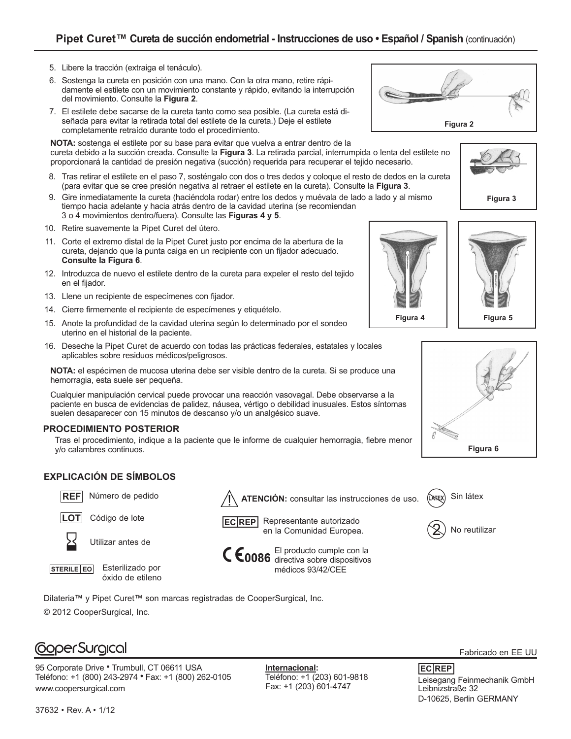## Pipet Curet™ Cureta de succión endometrial - Instrucciones de uso • Español / Spanish (continuación)

5. Libere la tracción (extraiga el tenáculo).
6. Sostenga la cureta en posición con una mano. Con la otra mano, retire rápidamente el estilete con un movimiento constante y rápido, evitando la interrupción del movimiento. Consulte la **Figura 2**.
7. El estilete debe sacarse de la cureta tanto como sea posible. (La cureta está diseñada para evitar la retirada total del estilete de la cureta.) Deje el estilete completamente retraído durante todo el procedimiento.

**NOTA:** sostenga el estilete por su base para evitar que vuelva a entrar dentro de la cureta debido a la succión creada. Consulte la **Figura 3**. La retirada parcial, interrumpida o lenta del estilete no proporcionará la cantidad de presión negativa (succión) requerida para recuperar el tejido necesario.

8. Tras retirar el estilete en el paso 7, sosténgalo con dos o tres dedos y coloque el resto de dedos en la cureta (para evitar que se cree presión negativa al retraer el estilete en la cureta). Consulte la **Figura 3**.
9. Gire inmediatamente la cureta (haciéndola rodar) entre los dedos y muévala de lado a lado y al mismo tiempo hacia adelante y hacia atrás dentro de la cavidad uterina (se recomiendan 3 o 4 movimientos dentro/fuera). Consulte las **Figuras 4 y 5**.
10. Retire suavemente la Pipet Curet del útero.
11. Corte el extremo distal de la Pipet Curet justo por encima de la abertura de la cureta, dejando que la punta caiga en un recipiente con un fijador adecuado. **Consulte la Figura 6**.
12. Introduzca de nuevo el estilete dentro de la cureta para expeler el resto del tejido en el fijador.
13. Llene un recipiente de especímenes con fijador.
14. Cierre firmemente el recipiente de especímenes y etiquételo.
15. Anote la profundidad de la cavidad uterina según lo determinado por el sondeo uterino en el historial de la paciente.
16. Deseche la Pipet Curet de acuerdo con todas las prácticas federales, estatales y locales aplicables sobre residuos médicos/peligrosos.

Figura 2

Figura 3

Figura 4

Figura 5

Figura 6

**NOTA:** el espécimen de mucosa uterina debe ser visible dentro de la cureta. Si se produce una hemorragia, esta suele ser pequeña.

Cualquier manipulación cervical puede provocar una reacción vasovagal. Debe observarse a la paciente en busca de evidencias de palidez, náusea, vértigo o debilidad inusuales. Estos síntomas suelen desaparecer con 15 minutos de descanso y/o un analgésico suave.

### PROCEDIMIENTO POSTERIOR

Tras el procedimiento, indique a la paciente que le informe de cualquier hemorragia, fiebre menor y/o calambres continuos.

### EXPLICACIÓN DE SÍMBOLOS

- **REF** Número de pedido
- **LOT** Código de lote
- Utilizar antes de
- **STERILE EO** Esterilizado por óxido de etileno
- **ATENCIÓN:** consultar las instrucciones de uso.
- **EC REP** Representante autorizado en la Comunidad Europea.
- **CE 0086** El producto cumple con la directiva sobre dispositivos médicos 93/42/CEE
- Sin látex
- No reutilizar

Dilateria™ y Pipet Curet™ son marcas registradas de CooperSurgical, Inc.

© 2012 CooperSurgical, Inc.

CooperSurgical

Fabricado en EE UU

95 Corporate Drive • Trumbull, CT 06611 USA
Teléfono: +1 (800) 243-2974 • Fax: +1 (800) 262-0105
www.coopersurgical.com

**Internacional:**
Teléfono: +1 (203) 601-9818
Fax: +1 (203) 601-4747

**EC REP**
Leisegang Feinmechanik GmbH
Leibnizstraße 32
D-10625, Berlin GERMANY

37632 • Rev. A • 1/12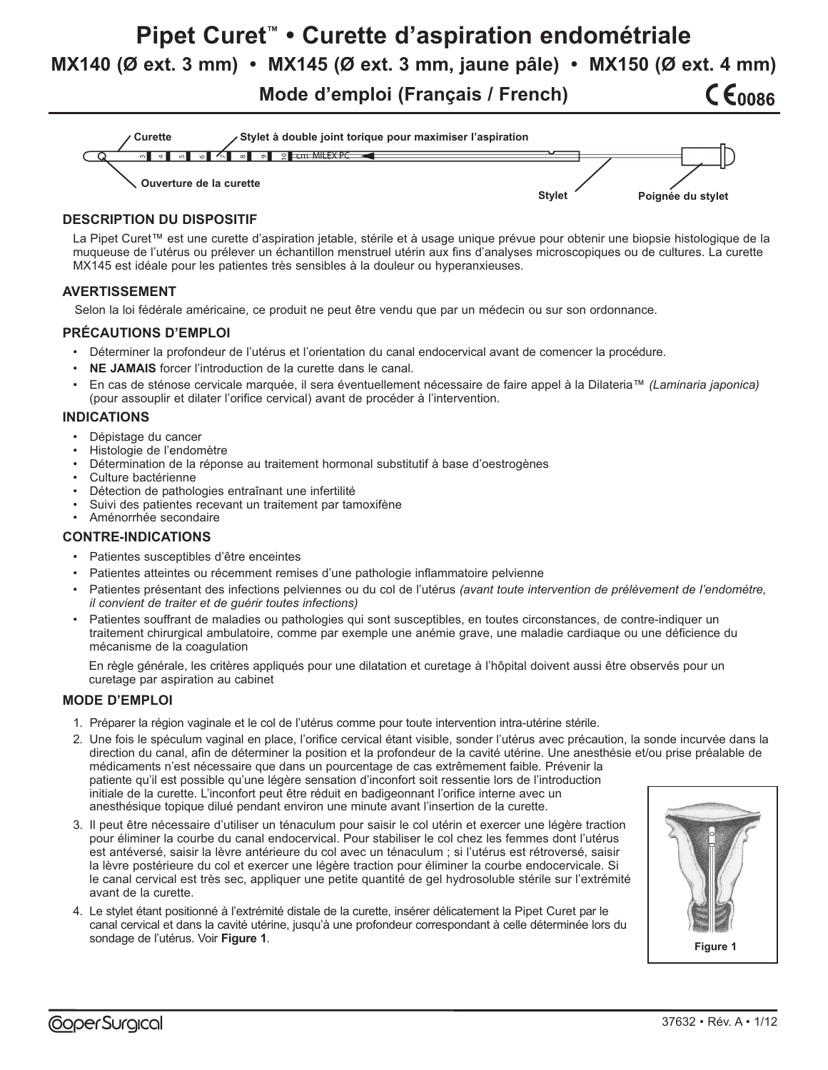# Pipet Curet™ • Curette d'aspiration endométriale

## MX140 (Ø ext. 3 mm) • MX145 (Ø ext. 3 mm, jaune pâle) • MX150 (Ø ext. 4 mm)

### Mode d'emploi (Français / French)

CE 0086

Curette — Stylet à double joint torique pour maximiser l'aspiration — Ouverture de la curette — Stylet — Poignée du stylet

## DESCRIPTION DU DISPOSITIF

La Pipet Curet™ est une curette d'aspiration jetable, stérile et à usage unique prévue pour obtenir une biopsie histologique de la muqueuse de l'utérus ou prélever un échantillon menstruel utérin aux fins d'analyses microscopiques ou de cultures. La curette MX145 est idéale pour les patientes très sensibles à la douleur ou hyperanxieuses.

## AVERTISSEMENT

Selon la loi fédérale américaine, ce produit ne peut être vendu que par un médecin ou sur son ordonnance.

## PRÉCAUTIONS D'EMPLOI

- Déterminer la profondeur de l'utérus et l'orientation du canal endocervical avant de comencer la procédure.
- **NE JAMAIS** forcer l'introduction de la curette dans le canal.
- En cas de sténose cervicale marquée, il sera éventuellement nécessaire de faire appel à la Dilateria™ *(Laminaria japonica)* (pour assouplir et dilater l'orifice cervical) avant de procéder à l'intervention.

## INDICATIONS

- Dépistage du cancer
- Histologie de l'endomètre
- Détermination de la réponse au traitement hormonal substitutif à base d'oestrogènes
- Culture bactérienne
- Détection de pathologies entraînant une infertilité
- Suivi des patientes recevant un traitement par tamoxifène
- Aménorrhée secondaire

## CONTRE-INDICATIONS

- Patientes susceptibles d'être enceintes
- Patientes atteintes ou récemment remises d'une pathologie inflammatoire pelvienne
- Patientes présentant des infections pelviennes ou du col de l'utérus *(avant toute intervention de prélèvement de l'endomètre, il convient de traiter et de guérir toutes infections)*
- Patientes souffrant de maladies ou pathologies qui sont susceptibles, en toutes circonstances, de contre-indiquer un traitement chirurgical ambulatoire, comme par exemple une anémie grave, une maladie cardiaque ou une déficience du mécanisme de la coagulation

En règle générale, les critères appliqués pour une dilatation et curetage à l'hôpital doivent aussi être observés pour un curetage par aspiration au cabinet

## MODE D'EMPLOI

1. Préparer la région vaginale et le col de l'utérus comme pour toute intervention intra-utérine stérile.
2. Une fois le spéculum vaginal en place, l'orifice cervical étant visible, sonder l'utérus avec précaution, la sonde incurvée dans la direction du canal, afin de déterminer la position et la profondeur de la cavité utérine. Une anesthésie et/ou prise préalable de médicaments n'est nécessaire que dans un pourcentage de cas extrêmement faible. Prévenir la patiente qu'il est possible qu'une légère sensation d'inconfort soit ressentie lors de l'introduction initiale de la curette. L'inconfort peut être réduit en badigeonnant l'orifice interne avec un anesthésique topique dilué pendant environ une minute avant l'insertion de la curette.
3. Il peut être nécessaire d'utiliser un ténaculum pour saisir le col utérin et exercer une légère traction pour éliminer la courbe du canal endocervical. Pour stabiliser le col chez les femmes dont l'utérus est antéversé, saisir la lèvre antérieure du col avec un ténaculum ; si l'utérus est rétroversé, saisir la lèvre postérieure du col et exercer une légère traction pour éliminer la courbe endocervicale. Si le canal cervical est très sec, appliquer une petite quantité de gel hydrosoluble stérile sur l'extrémité avant de la curette.
4. Le stylet étant positionné à l'extrémité distale de la curette, insérer délicatement la Pipet Curet par le canal cervical et dans la cavité utérine, jusqu'à une profondeur correspondant à celle déterminée lors du sondage de l'utérus. Voir **Figure 1**.

Figure 1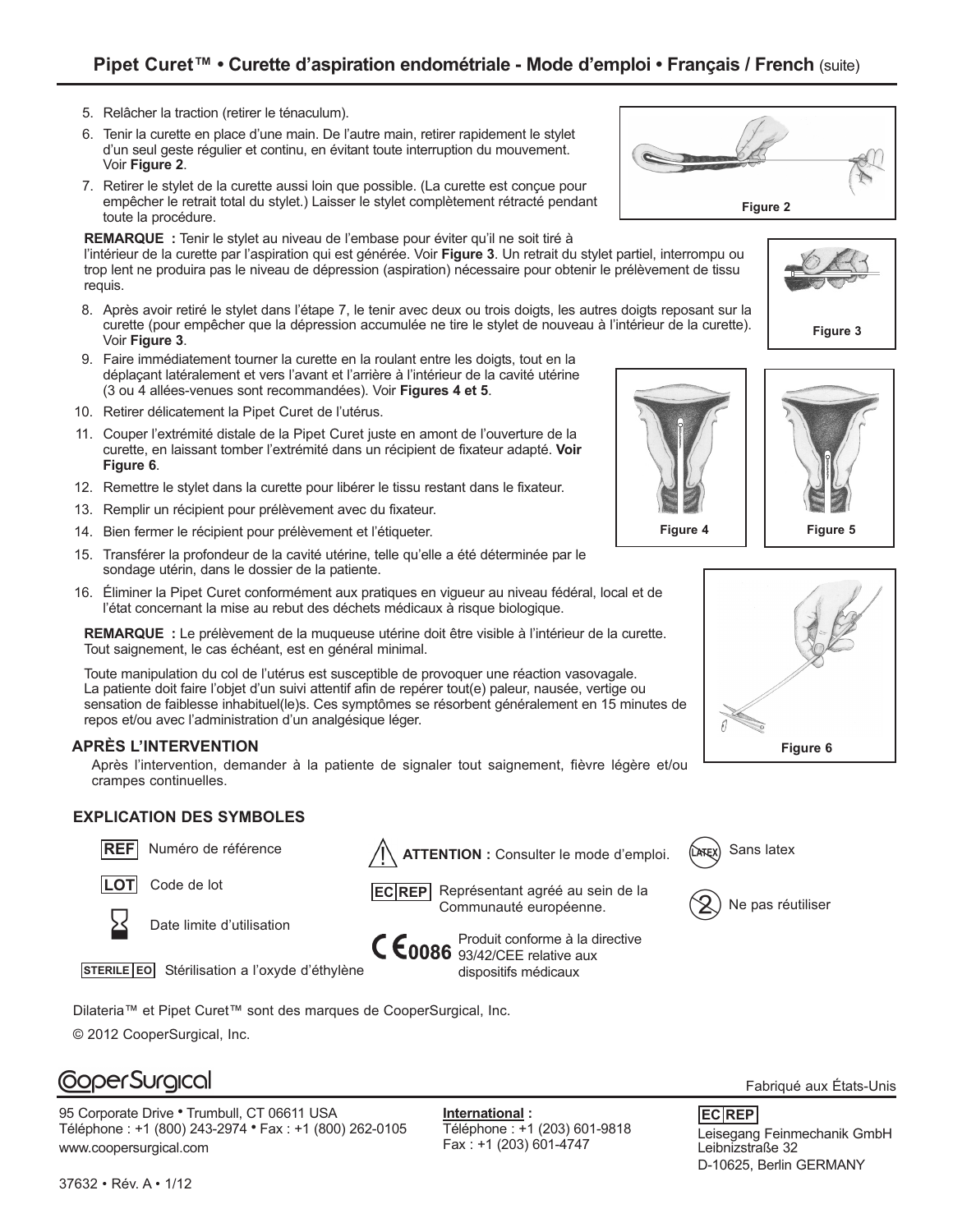5. Relâcher la traction (retirer le ténaculum).
6. Tenir la curette en place d'une main. De l'autre main, retirer rapidement le stylet d'un seul geste régulier et continu, en évitant toute interruption du mouvement. Voir **Figure 2**.
7. Retirer le stylet de la curette aussi loin que possible. (La curette est conçue pour empêcher le retrait total du stylet.) Laisser le stylet complètement rétracté pendant toute la procédure.

Figure 2

**REMARQUE :** Tenir le stylet au niveau de l'embase pour éviter qu'il ne soit tiré à l'intérieur de la curette par l'aspiration qui est générée. Voir **Figure 3**. Un retrait du stylet partiel, interrompu ou trop lent ne produira pas le niveau de dépression (aspiration) nécessaire pour obtenir le prélèvement de tissu requis.

Figure 3

8. Après avoir retiré le stylet dans l'étape 7, le tenir avec deux ou trois doigts, les autres doigts reposant sur la curette (pour empêcher que la dépression accumulée ne tire le stylet de nouveau à l'intérieur de la curette). Voir **Figure 3**.
9. Faire immédiatement tourner la curette en la roulant entre les doigts, tout en la déplaçant latéralement et vers l'avant et l'arrière à l'intérieur de la cavité utérine (3 ou 4 allées-venues sont recommandées). Voir **Figures 4 et 5**.
10. Retirer délicatement la Pipet Curet de l'utérus.
11. Couper l'extrémité distale de la Pipet Curet juste en amont de l'ouverture de la curette, en laissant tomber l'extrémité dans un récipient de fixateur adapté. **Voir Figure 6**.
12. Remettre le stylet dans la curette pour libérer le tissu restant dans le fixateur.
13. Remplir un récipient pour prélèvement avec du fixateur.
14. Bien fermer le récipient pour prélèvement et l'étiqueter.
15. Transférer la profondeur de la cavité utérine, telle qu'elle a été déterminée par le sondage utérin, dans le dossier de la patiente.
16. Éliminer la Pipet Curet conformément aux pratiques en vigueur au niveau fédéral, local et de l'état concernant la mise au rebut des déchets médicaux à risque biologique.

Figure 4

Figure 5

**REMARQUE :** Le prélèvement de la muqueuse utérine doit être visible à l'intérieur de la curette. Tout saignement, le cas échéant, est en général minimal.

Toute manipulation du col de l'utérus est susceptible de provoquer une réaction vasovagale. La patiente doit faire l'objet d'un suivi attentif afin de repérer tout(e) paleur, nausée, vertige ou sensation de faiblesse inhabituel(le)s. Ces symptômes se résorbent généralement en 15 minutes de repos et/ou avec l'administration d'un analgésique léger.

Figure 6

## APRÈS L'INTERVENTION

Après l'intervention, demander à la patiente de signaler tout saignement, fièvre légère et/ou crampes continuelles.

## EXPLICATION DES SYMBOLES

| Symbole | Signification |
|---|---|
| REF | Numéro de référence |
| LOT | Code de lot |
| ⌛ | Date limite d'utilisation |
| STERILE EO | Stérilisation a l'oxyde d'éthylène |
| ⚠ | **ATTENTION :** Consulter le mode d'emploi. |
| EC REP | Représentant agréé au sein de la Communauté européenne. |
| CE 0086 | Produit conforme à la directive 93/42/CEE relative aux dispositifs médicaux |
| LATEX | Sans latex |
| ② | Ne pas réutiliser |

Dilateria™ et Pipet Curet™ sont des marques de CooperSurgical, Inc.

© 2012 CooperSurgical, Inc.

CooperSurgical

Fabriqué aux États-Unis

95 Corporate Drive • Trumbull, CT 06611 USA
Téléphone : +1 (800) 243-2974 • Fax : +1 (800) 262-0105
www.coopersurgical.com

**International :**
Téléphone : +1 (203) 601-9818
Fax : +1 (203) 601-4747

EC REP
Leisegang Feinmechanik GmbH
Leibnizstraße 32
D-10625, Berlin GERMANY

37632 • Rév. A • 1/12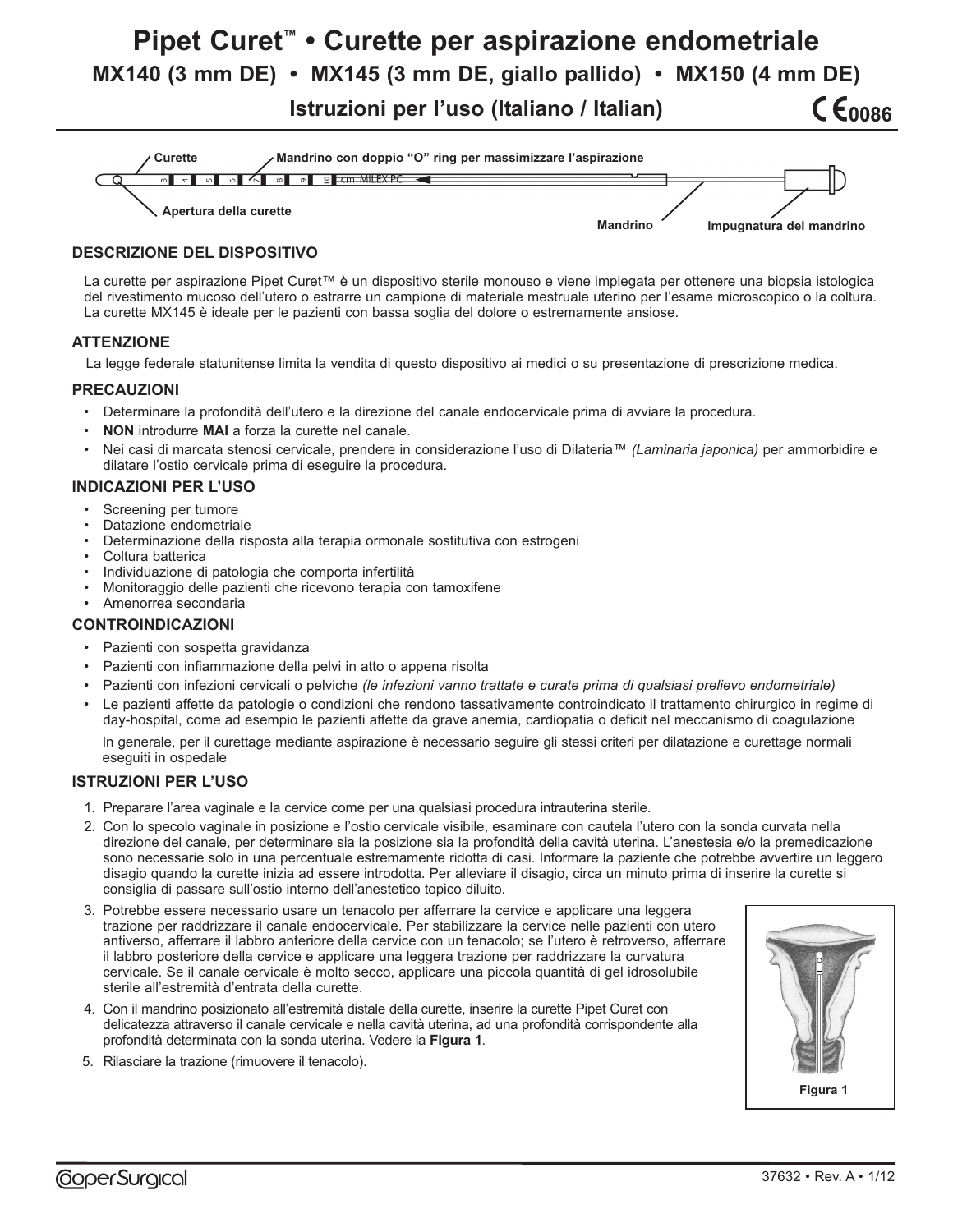# Pipet Curet™ • Curette per aspirazione endometriale

## MX140 (3 mm DE) • MX145 (3 mm DE, giallo pallido) • MX150 (4 mm DE)

### Istruzioni per l'uso (Italiano / Italian)

CE 0086

Curette — Mandrino con doppio "O" ring per massimizzare l'aspirazione — Apertura della curette — Mandrino — Impugnatura del mandrino

### DESCRIZIONE DEL DISPOSITIVO

La curette per aspirazione Pipet Curet™ è un dispositivo sterile monouso e viene impiegata per ottenere una biopsia istologica del rivestimento mucoso dell'utero o estrarre un campione di materiale mestruale uterino per l'esame microscopico o la coltura. La curette MX145 è ideale per le pazienti con bassa soglia del dolore o estremamente ansiose.

### ATTENZIONE

La legge federale statunitense limita la vendita di questo dispositivo ai medici o su presentazione di prescrizione medica.

### PRECAUZIONI

- Determinare la profondità dell'utero e la direzione del canale endocervicale prima di avviare la procedura.
- **NON** introdurre **MAI** a forza la curette nel canale.
- Nei casi di marcata stenosi cervicale, prendere in considerazione l'uso di Dilateria™ *(Laminaria japonica)* per ammorbidire e dilatare l'ostio cervicale prima di eseguire la procedura.

### INDICAZIONI PER L'USO

- Screening per tumore
- Datazione endometriale
- Determinazione della risposta alla terapia ormonale sostitutiva con estrogeni
- Coltura batterica
- Individuazione di patologia che comporta infertilità
- Monitoraggio delle pazienti che ricevono terapia con tamoxifene
- Amenorrea secondaria

### CONTROINDICAZIONI

- Pazienti con sospetta gravidanza
- Pazienti con infiammazione della pelvi in atto o appena risolta
- Pazienti con infezioni cervicali o pelviche *(le infezioni vanno trattate e curate prima di qualsiasi prelievo endometriale)*
- Le pazienti affette da patologie o condizioni che rendono tassativamente controindicato il trattamento chirurgico in regime di day-hospital, come ad esempio le pazienti affette da grave anemia, cardiopatia o deficit nel meccanismo di coagulazione

  In generale, per il curettage mediante aspirazione è necessario seguire gli stessi criteri per dilatazione e curettage normali eseguiti in ospedale

### ISTRUZIONI PER L'USO

1. Preparare l'area vaginale e la cervice come per una qualsiasi procedura intrauterina sterile.
2. Con lo specolo vaginale in posizione e l'ostio cervicale visibile, esaminare con cautela l'utero con la sonda curvata nella direzione del canale, per determinare sia la posizione sia la profondità della cavità uterina. L'anestesia e/o la premedicazione sono necessarie solo in una percentuale estremamente ridotta di casi. Informare la paziente che potrebbe avvertire un leggero disagio quando la curette inizia ad essere introdotta. Per alleviare il disagio, circa un minuto prima di inserire la curette si consiglia di passare sull'ostio interno dell'anestetico topico diluito.
3. Potrebbe essere necessario usare un tenacolo per afferrare la cervice e applicare una leggera trazione per raddrizzare il canale endocervicale. Per stabilizzare la cervice nelle pazienti con utero antiverso, afferrare il labbro anteriore della cervice con un tenacolo; se l'utero è retroverso, afferrare il labbro posteriore della cervice e applicare una leggera trazione per raddrizzare la curvatura cervicale. Se il canale cervicale è molto secco, applicare una piccola quantità di gel idrosolubile sterile all'estremità d'entrata della curette.
4. Con il mandrino posizionato all'estremità distale della curette, inserire la curette Pipet Curet con delicatezza attraverso il canale cervicale e nella cavità uterina, ad una profondità corrispondente alla profondità determinata con la sonda uterina. Vedere la **Figura 1**.
5. Rilasciare la trazione (rimuovere il tenacolo).

Figura 1

CooperSurgical

37632 • Rev. A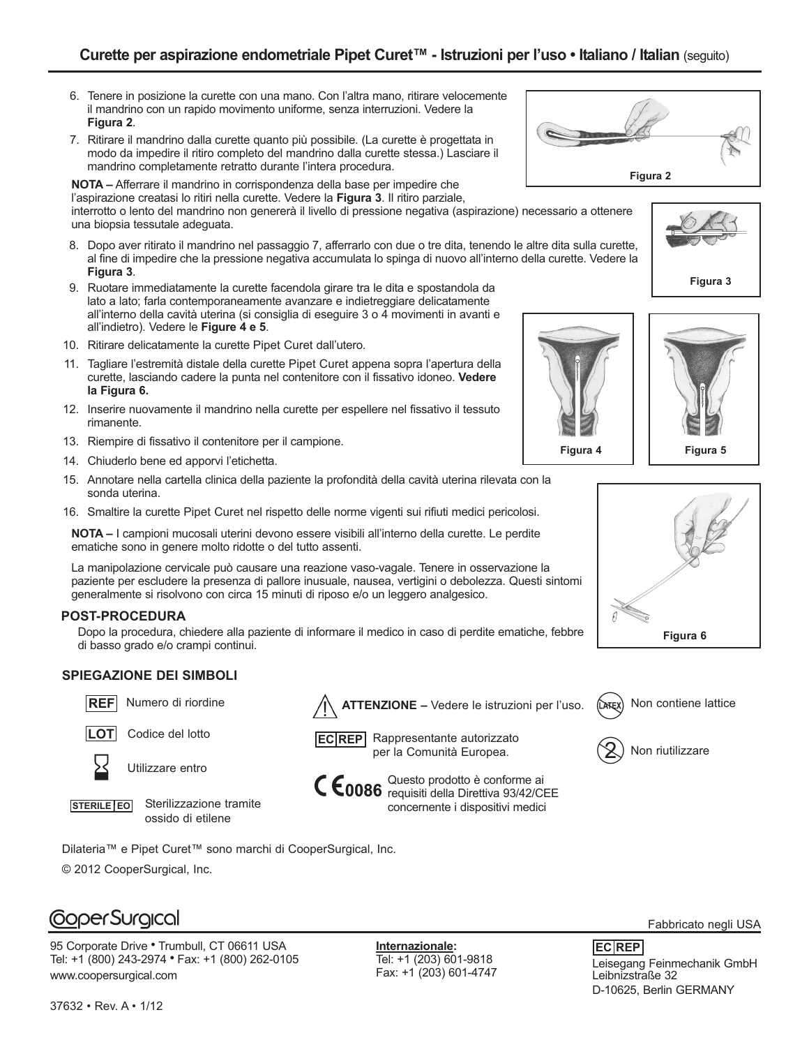## Curette per aspirazione endometriale Pipet Curet™ - Istruzioni per l'uso • Italiano / Italian (seguito)

6. Tenere in posizione la curette con una mano. Con l'altra mano, ritirare velocemente il mandrino con un rapido movimento uniforme, senza interruzioni. Vedere la **Figura 2**.
7. Ritirare il mandrino dalla curette quanto più possibile. (La curette è progettata in modo da impedire il ritiro completo del mandrino dalla curette stessa.) Lasciare il mandrino completamente retratto durante l'intera procedura.

**NOTA –** Afferrare il mandrino in corrispondenza della base per impedire che l'aspirazione creatasi lo ritiri nella curette. Vedere la **Figura 3**. Il ritiro parziale, interrotto o lento del mandrino non genererà il livello di pressione negativa (aspirazione) necessario a ottenere una biopsia tessutale adeguata.

8. Dopo aver ritirato il mandrino nel passaggio 7, afferrarlo con due o tre dita, tenendo le altre dita sulla curette, al fine di impedire che la pressione negativa accumulata lo spinga di nuovo all'interno della curette. Vedere la **Figura 3**.
9. Ruotare immediatamente la curette facendola girare tra le dita e spostandola da lato a lato; farla contemporaneamente avanzare e indietreggiare delicatamente all'interno della cavità uterina (si consiglia di eseguire 3 o 4 movimenti in avanti e all'indietro). Vedere le **Figure 4 e 5**.
10. Ritirare delicatamente la curette Pipet Curet dall'utero.
11. Tagliare l'estremità distale della curette Pipet Curet appena sopra l'apertura della curette, lasciando cadere la punta nel contenitore con il fissativo idoneo. **Vedere la Figura 6.**
12. Inserire nuovamente il mandrino nella curette per espellere nel fissativo il tessuto rimanente.
13. Riempire di fissativo il contenitore per il campione.
14. Chiuderlo bene ed apporvi l'etichetta.
15. Annotare nella cartella clinica della paziente la profondità della cavità uterina rilevata con la sonda uterina.
16. Smaltire la curette Pipet Curet nel rispetto delle norme vigenti sui rifiuti medici pericolosi.

Figura 2

Figura 3

Figura 4

Figura 5

**NOTA –** I campioni mucosali uterini devono essere visibili all'interno della curette. Le perdite ematiche sono in genere molto ridotte o del tutto assenti.

La manipolazione cervicale può causare una reazione vaso-vagale. Tenere in osservazione la paziente per escludere la presenza di pallore inusuale, nausea, vertigini o debolezza. Questi sintomi generalmente si risolvono con circa 15 minuti di riposo e/o un leggero analgesico.

### POST-PROCEDURA

Dopo la procedura, chiedere alla paziente di informare il medico in caso di perdite ematiche, febbre di basso grado e/o crampi continui.

Figura 6

### SPIEGAZIONE DEI SIMBOLI

- **REF** Numero di riordine
- **LOT** Codice del lotto
- Utilizzare entro
- **STERILE EO** Sterilizzazione tramite ossido di etilene
- **ATTENZIONE –** Vedere le istruzioni per l'uso.
- **EC REP** Rappresentante autorizzato per la Comunità Europea.
- **CE 0086** Questo prodotto è conforme ai requisiti della Direttiva 93/42/CEE concernente i dispositivi medici
- **LATEX** Non contiene lattice
- Non riutilizzare

Dilateria™ e Pipet Curet™ sono marchi di CooperSurgical, Inc.

© 2012 CooperSurgical, Inc.

CooperSurgical

Fabbricato negli USA

95 Corporate Drive • Trumbull, CT 06611 USA
Tel: +1 (800) 243-2974 • Fax: +1 (800) 262-0105
www.coopersurgical.com

**Internazionale:**
Tel: +1 (203) 601-9818
Fax: +1 (203) 601-4747

**EC REP**
Leisegang Feinmechanik GmbH
Leibnizstraße 32
D-10625, Berlin GERMANY

37632 • Rev. A • 1/12